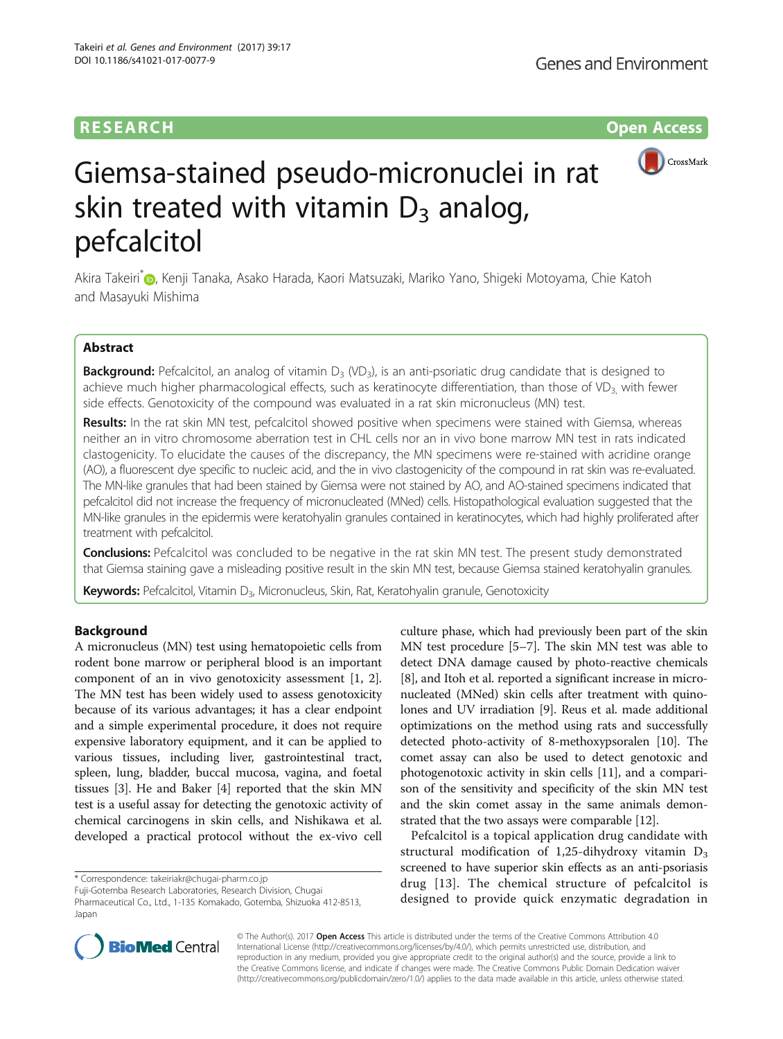RESEARCH

Open Access

# Giemsa-stained pseudo-micronuclei in rat skin treated with vitamin $D_3$ analog, pefcalcitol

Akira Takeiri*, Kenji Tanaka, Asako Harada, Kaori Matsuzaki, Mariko Yano, Shigeki Motoyama, Chie Katoh and Masayuki Mishima

## Abstract

**Background:** Pefcalcitol, an analog of vitamin $D_3$ ($VD_3$), is an anti-psoriatic drug candidate that is designed to achieve much higher pharmacological effects, such as keratinocyte differentiation, than those of $VD_3$, with fewer side effects. Genotoxicity of the compound was evaluated in a rat skin micronucleus (MN) test.

**Results:** In the rat skin MN test, pefcalcitol showed positive when specimens were stained with Giemsa, whereas neither an in vitro chromosome aberration test in CHL cells nor an in vivo bone marrow MN test in rats indicated clastogenicity. To elucidate the causes of the discrepancy, the MN specimens were re-stained with acridine orange (AO), a fluorescent dye specific to nucleic acid, and the in vivo clastogenicity of the compound in rat skin was re-evaluated. The MN-like granules that had been stained by Giemsa were not stained by AO, and AO-stained specimens indicated that pefcalcitol did not increase the frequency of micronucleated (MNed) cells. Histopathological evaluation suggested that the MN-like granules in the epidermis were keratohyalin granules contained in keratinocytes, which had highly proliferated after treatment with pefcalcitol.

**Conclusions:** Pefcalcitol was concluded to be negative in the rat skin MN test. The present study demonstrated that Giemsa staining gave a misleading positive result in the skin MN test, because Giemsa stained keratohyalin granules.

**Keywords:** Pefcalcitol, Vitamin $D_3$, Micronucleus, Skin, Rat, Keratohyalin granule, Genotoxicity

## Background

A micronucleus (MN) test using hematopoietic cells from rodent bone marrow or peripheral blood is an important component of an in vivo genotoxicity assessment [1, 2]. The MN test has been widely used to assess genotoxicity because of its various advantages; it has a clear endpoint and a simple experimental procedure, it does not require expensive laboratory equipment, and it can be applied to various tissues, including liver, gastrointestinal tract, spleen, lung, bladder, buccal mucosa, vagina, and foetal tissues [3]. He and Baker [4] reported that the skin MN test is a useful assay for detecting the genotoxic activity of chemical carcinogens in skin cells, and Nishikawa et al. developed a practical protocol without the ex-vivo cell culture phase, which had previously been part of the skin MN test procedure [5–7]. The skin MN test was able to detect DNA damage caused by photo-reactive chemicals [8], and Itoh et al. reported a significant increase in micronucleated (MNed) skin cells after treatment with quinolones and UV irradiation [9]. Reus et al. made additional optimizations on the method using rats and successfully detected photo-activity of 8-methoxypsoralen [10]. The comet assay can also be used to detect genotoxic and photogenotoxic activity in skin cells [11], and a comparison of the sensitivity and specificity of the skin MN test and the skin comet assay in the same animals demonstrated that the two assays were comparable [12].

Pefcalcitol is a topical application drug candidate with structural modification of 1,25-dihydroxy vitamin $D_3$ screened to have superior skin effects as an anti-psoriasis drug [13]. The chemical structure of pefcalcitol is designed to provide quick enzymatic degradation in

* Correspondence: takeiriakr@chugai-pharm.co.jp
Fuji-Gotemba Research Laboratories, Research Division, Chugai Pharmaceutical Co., Ltd., 1-135 Komakado, Gotemba, Shizuoka 412-8513, Japan

© The Author(s). 2017 **Open Access** This article is distributed under the terms of the Creative Commons Attribution 4.0 International License (http://creativecommons.org/licenses/by/4.0/), which permits unrestricted use, distribution, and reproduction in any medium, provided you give appropriate credit to the original author(s) and the source, provide a link to the Creative Commons license, and indicate if changes were made. The Creative Commons Public Domain Dedication waiver (http://creativecommons.org/publicdomain/zero/1.0/) applies to the data made available in this article, unless otherwise stated.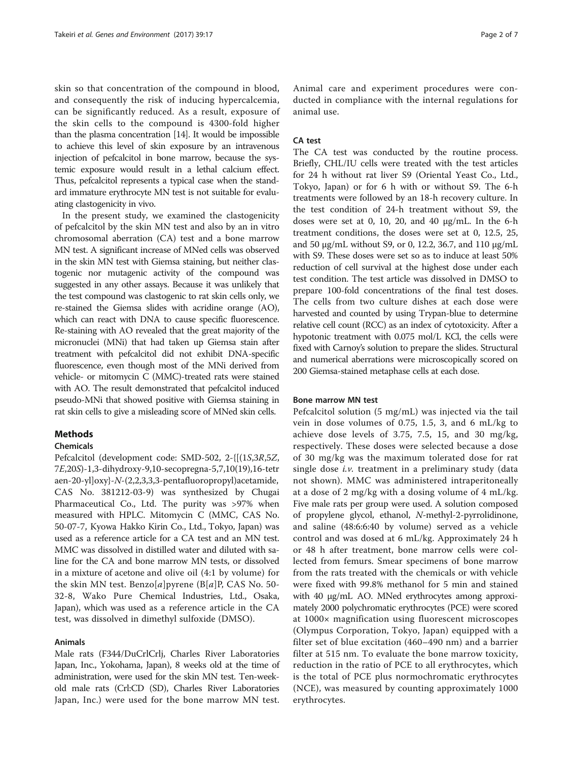skin so that concentration of the compound in blood, and consequently the risk of inducing hypercalcemia, can be significantly reduced. As a result, exposure of the skin cells to the compound is 4300-fold higher than the plasma concentration [14]. It would be impossible to achieve this level of skin exposure by an intravenous injection of pefcalcitol in bone marrow, because the systemic exposure would result in a lethal calcium effect. Thus, pefcalcitol represents a typical case when the standard immature erythrocyte MN test is not suitable for evaluating clastogenicity in vivo.

In the present study, we examined the clastogenicity of pefcalcitol by the skin MN test and also by an in vitro chromosomal aberration (CA) test and a bone marrow MN test. A significant increase of MNed cells was observed in the skin MN test with Giemsa staining, but neither clastogenic nor mutagenic activity of the compound was suggested in any other assays. Because it was unlikely that the test compound was clastogenic to rat skin cells only, we re-stained the Giemsa slides with acridine orange (AO), which can react with DNA to cause specific fluorescence. Re-staining with AO revealed that the great majority of the micronuclei (MNi) that had taken up Giemsa stain after treatment with pefcalcitol did not exhibit DNA-specific fluorescence, even though most of the MNi derived from vehicle- or mitomycin C (MMC)-treated rats were stained with AO. The result demonstrated that pefcalcitol induced pseudo-MNi that showed positive with Giemsa staining in rat skin cells to give a misleading score of MNed skin cells.

## Methods

### Chemicals

Pefcalcitol (development code: SMD-502, 2-{[(1*S*,3*R*,5*Z*,7*E*,20*S*)-1,3-dihydroxy-9,10-secopregna-5,7,10(19),16-tetraen-20-yl]oxy}-*N*-(2,2,3,3,3-pentafluoropropyl)acetamide, CAS No. 381212-03-9) was synthesized by Chugai Pharmaceutical Co., Ltd. The purity was >97% when measured with HPLC. Mitomycin C (MMC, CAS No. 50-07-7, Kyowa Hakko Kirin Co., Ltd., Tokyo, Japan) was used as a reference article for a CA test and an MN test. MMC was dissolved in distilled water and diluted with saline for the CA and bone marrow MN tests, or dissolved in a mixture of acetone and olive oil (4:1 by volume) for the skin MN test. Benzo[*a*]pyrene (B[*a*]P, CAS No. 50-32-8, Wako Pure Chemical Industries, Ltd., Osaka, Japan), which was used as a reference article in the CA test, was dissolved in dimethyl sulfoxide (DMSO).

### Animals

Male rats (F344/DuCrlCrlj, Charles River Laboratories Japan, Inc., Yokohama, Japan), 8 weeks old at the time of administration, were used for the skin MN test. Ten-week-old male rats (Crl:CD (SD), Charles River Laboratories Japan, Inc.) were used for the bone marrow MN test. Animal care and experiment procedures were conducted in compliance with the internal regulations for animal use.

### CA test

The CA test was conducted by the routine process. Briefly, CHL/IU cells were treated with the test articles for 24 h without rat liver S9 (Oriental Yeast Co., Ltd., Tokyo, Japan) or for 6 h with or without S9. The 6-h treatments were followed by an 18-h recovery culture. In the test condition of 24-h treatment without S9, the doses were set at 0, 10, 20, and 40 μg/mL. In the 6-h treatment conditions, the doses were set at 0, 12.5, 25, and 50 μg/mL without S9, or 0, 12.2, 36.7, and 110 μg/mL with S9. These doses were set so as to induce at least 50% reduction of cell survival at the highest dose under each test condition. The test article was dissolved in DMSO to prepare 100-fold concentrations of the final test doses. The cells from two culture dishes at each dose were harvested and counted by using Trypan-blue to determine relative cell count (RCC) as an index of cytotoxicity. After a hypotonic treatment with 0.075 mol/L KCl, the cells were fixed with Carnoy's solution to prepare the slides. Structural and numerical aberrations were microscopically scored on 200 Giemsa-stained metaphase cells at each dose.

### Bone marrow MN test

Pefcalcitol solution (5 mg/mL) was injected via the tail vein in dose volumes of 0.75, 1.5, 3, and 6 mL/kg to achieve dose levels of 3.75, 7.5, 15, and 30 mg/kg, respectively. These doses were selected because a dose of 30 mg/kg was the maximum tolerated dose for rat single dose *i.v.* treatment in a preliminary study (data not shown). MMC was administered intraperitoneally at a dose of 2 mg/kg with a dosing volume of 4 mL/kg. Five male rats per group were used. A solution composed of propylene glycol, ethanol, *N*-methyl-2-pyrrolidinone, and saline (48:6:6:40 by volume) served as a vehicle control and was dosed at 6 mL/kg. Approximately 24 h or 48 h after treatment, bone marrow cells were collected from femurs. Smear specimens of bone marrow from the rats treated with the chemicals or with vehicle were fixed with 99.8% methanol for 5 min and stained with 40 μg/mL AO. MNed erythrocytes among approximately 2000 polychromatic erythrocytes (PCE) were scored at 1000× magnification using fluorescent microscopes (Olympus Corporation, Tokyo, Japan) equipped with a filter set of blue excitation (460–490 nm) and a barrier filter at 515 nm. To evaluate the bone marrow toxicity, reduction in the ratio of PCE to all erythrocytes, which is the total of PCE plus normochromatic erythrocytes (NCE), was measured by counting approximately 1000 erythrocytes.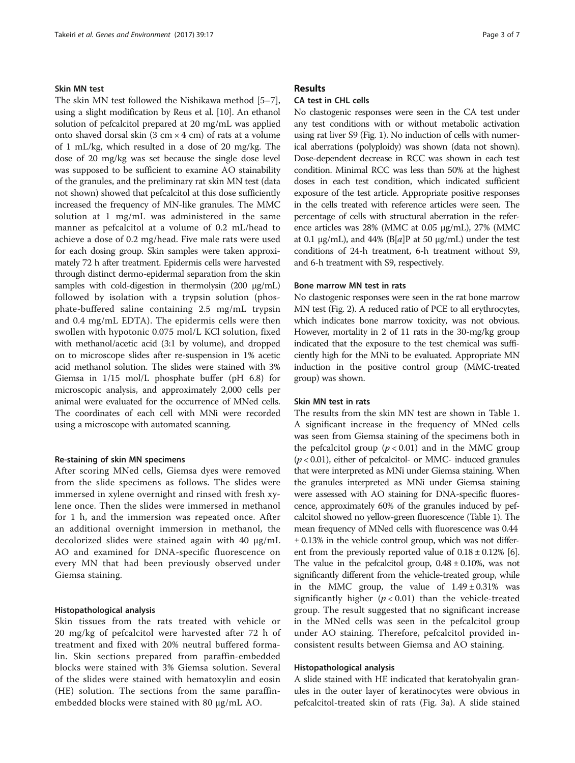### Skin MN test

The skin MN test followed the Nishikawa method [5–7], using a slight modification by Reus et al. [10]. An ethanol solution of pefcalcitol prepared at 20 mg/mL was applied onto shaved dorsal skin (3 cm × 4 cm) of rats at a volume of 1 mL/kg, which resulted in a dose of 20 mg/kg. The dose of 20 mg/kg was set because the single dose level was supposed to be sufficient to examine AO stainability of the granules, and the preliminary rat skin MN test (data not shown) showed that pefcalcitol at this dose sufficiently increased the frequency of MN-like granules. The MMC solution at 1 mg/mL was administered in the same manner as pefcalcitol at a volume of 0.2 mL/head to achieve a dose of 0.2 mg/head. Five male rats were used for each dosing group. Skin samples were taken approximately 72 h after treatment. Epidermis cells were harvested through distinct dermo-epidermal separation from the skin samples with cold-digestion in thermolysin (200 μg/mL) followed by isolation with a trypsin solution (phosphate-buffered saline containing 2.5 mg/mL trypsin and 0.4 mg/mL EDTA). The epidermis cells were then swollen with hypotonic 0.075 mol/L KCl solution, fixed with methanol/acetic acid (3:1 by volume), and dropped on to microscope slides after re-suspension in 1% acetic acid methanol solution. The slides were stained with 3% Giemsa in 1/15 mol/L phosphate buffer (pH 6.8) for microscopic analysis, and approximately 2,000 cells per animal were evaluated for the occurrence of MNed cells. The coordinates of each cell with MNi were recorded using a microscope with automated scanning.

### Re-staining of skin MN specimens

After scoring MNed cells, Giemsa dyes were removed from the slide specimens as follows. The slides were immersed in xylene overnight and rinsed with fresh xylene once. Then the slides were immersed in methanol for 1 h, and the immersion was repeated once. After an additional overnight immersion in methanol, the decolorized slides were stained again with 40 μg/mL AO and examined for DNA-specific fluorescence on every MN that had been previously observed under Giemsa staining.

### Histopathological analysis

Skin tissues from the rats treated with vehicle or 20 mg/kg of pefcalcitol were harvested after 72 h of treatment and fixed with 20% neutral buffered formalin. Skin sections prepared from paraffin-embedded blocks were stained with 3% Giemsa solution. Several of the slides were stained with hematoxylin and eosin (HE) solution. The sections from the same paraffin-embedded blocks were stained with 80 μg/mL AO.

## Results

### CA test in CHL cells

No clastogenic responses were seen in the CA test under any test conditions with or without metabolic activation using rat liver S9 (Fig. 1). No induction of cells with numerical aberrations (polyploidy) was shown (data not shown). Dose-dependent decrease in RCC was shown in each test condition. Minimal RCC was less than 50% at the highest doses in each test condition, which indicated sufficient exposure of the test article. Appropriate positive responses in the cells treated with reference articles were seen. The percentage of cells with structural aberration in the reference articles was 28% (MMC at 0.05 μg/mL), 27% (MMC at 0.1 μg/mL), and 44% (B[*a*]P at 50 μg/mL) under the test conditions of 24-h treatment, 6-h treatment without S9, and 6-h treatment with S9, respectively.

### Bone marrow MN test in rats

No clastogenic responses were seen in the rat bone marrow MN test (Fig. 2). A reduced ratio of PCE to all erythrocytes, which indicates bone marrow toxicity, was not obvious. However, mortality in 2 of 11 rats in the 30-mg/kg group indicated that the exposure to the test chemical was sufficiently high for the MNi to be evaluated. Appropriate MN induction in the positive control group (MMC-treated group) was shown.

### Skin MN test in rats

The results from the skin MN test are shown in Table 1. A significant increase in the frequency of MNed cells was seen from Giemsa staining of the specimens both in the pefcalcitol group ($p < 0.01$) and in the MMC group ($p < 0.01$), either of pefcalcitol- or MMC- induced granules that were interpreted as MNi under Giemsa staining. When the granules interpreted as MNi under Giemsa staining were assessed with AO staining for DNA-specific fluorescence, approximately 60% of the granules induced by pefcalcitol showed no yellow-green fluorescence (Table 1). The mean frequency of MNed cells with fluorescence was 0.44 ± 0.13% in the vehicle control group, which was not different from the previously reported value of 0.18 ± 0.12% [6]. The value in the pefcalcitol group, 0.48 ± 0.10%, was not significantly different from the vehicle-treated group, while in the MMC group, the value of 1.49 ± 0.31% was significantly higher ($p < 0.01$) than the vehicle-treated group. The result suggested that no significant increase in the MNed cells was seen in the pefcalcitol group under AO staining. Therefore, pefcalcitol provided inconsistent results between Giemsa and AO staining.

### Histopathological analysis

A slide stained with HE indicated that keratohyalin granules in the outer layer of keratinocytes were obvious in pefcalcitol-treated skin of rats (Fig. 3a). A slide stained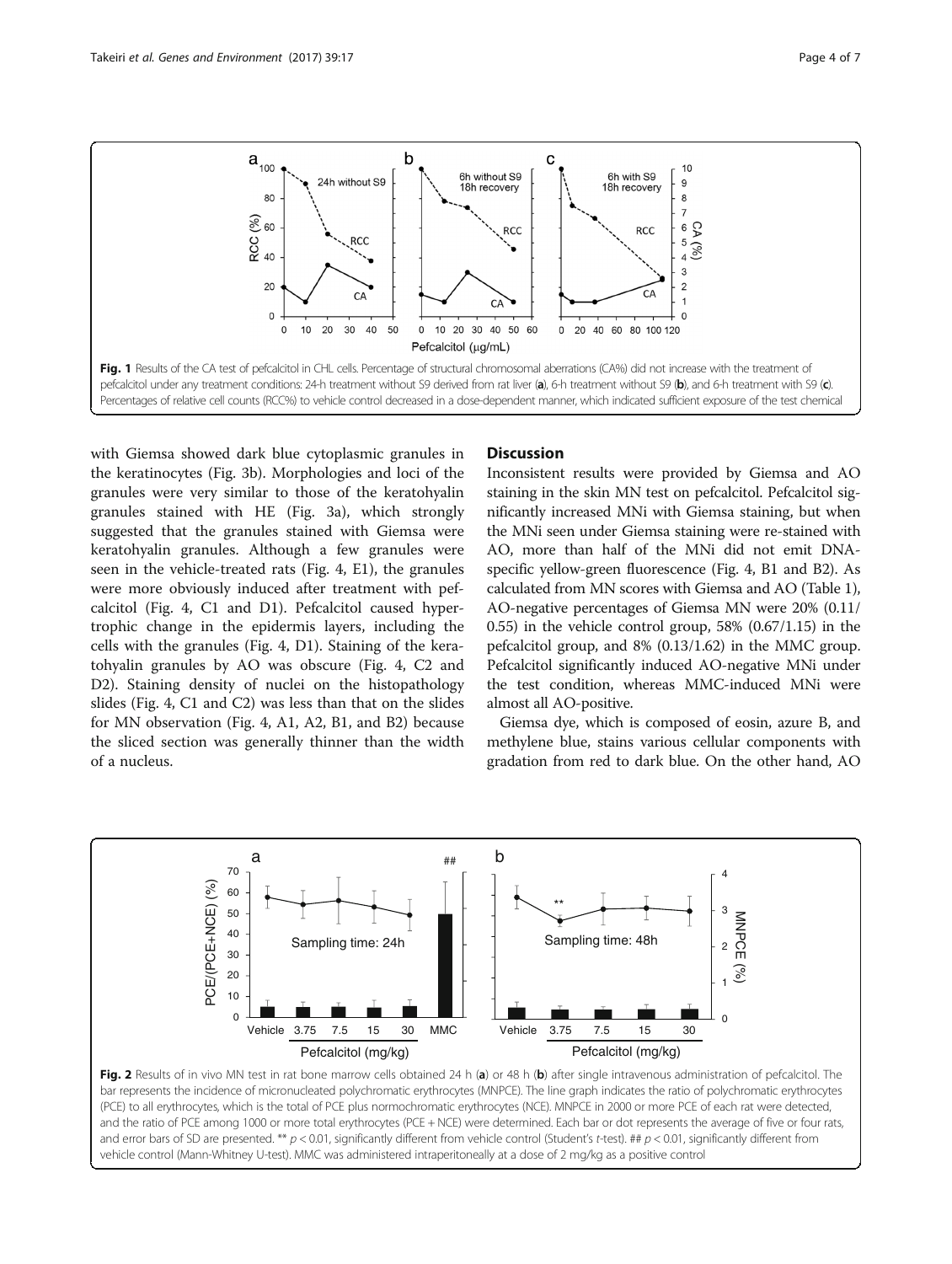a

b

c

100

80

60

40

20

0

RCC (%)

24h without S9

RCC

CA

0 10 20 30 40 50

6h without S9
18h recovery

RCC

CA

0 10 20 30 40 50 60

6h with S9
18h recovery

RCC

CA

0 20 40 60 80 100 120

10
9
8
7
6
5
4
3
2
1
0

CA (%)

Pefcalcitol (μg/mL)

**Fig. 1** Results of the CA test of pefcalcitol in CHL cells. Percentage of structural chromosomal aberrations (CA%) did not increase with the treatment of pefcalcitol under any treatment conditions: 24-h treatment without S9 derived from rat liver (**a**), 6-h treatment without S9 (**b**), and 6-h treatment with S9 (**c**). Percentages of relative cell counts (RCC%) to vehicle control decreased in a dose-dependent manner, which indicated sufficient exposure of the test chemical

with Giemsa showed dark blue cytoplasmic granules in the keratinocytes (Fig. 3b). Morphologies and loci of the granules were very similar to those of the keratohyalin granules stained with HE (Fig. 3a), which strongly suggested that the granules stained with Giemsa were keratohyalin granules. Although a few granules were seen in the vehicle-treated rats (Fig. 4, E1), the granules were more obviously induced after treatment with pefcalcitol (Fig. 4, C1 and D1). Pefcalcitol caused hypertrophic change in the epidermis layers, including the cells with the granules (Fig. 4, D1). Staining of the keratohyalin granules by AO was obscure (Fig. 4, C2 and D2). Staining density of nuclei on the histopathology slides (Fig. 4, C1 and C2) was less than that on the slides for MN observation (Fig. 4, A1, A2, B1, and B2) because the sliced section was generally thinner than the width of a nucleus.

## Discussion

Inconsistent results were provided by Giemsa and AO staining in the skin MN test on pefcalcitol. Pefcalcitol significantly increased MNi with Giemsa staining, but when the MNi seen under Giemsa staining were re-stained with AO, more than half of the MNi did not emit DNA-specific yellow-green fluorescence (Fig. 4, B1 and B2). As calculated from MN scores with Giemsa and AO (Table 1), AO-negative percentages of Giemsa MN were 20% (0.11/0.55) in the vehicle control group, 58% (0.67/1.15) in the pefcalcitol group, and 8% (0.13/1.62) in the MMC group. Pefcalcitol significantly induced AO-negative MNi under the test condition, whereas MMC-induced MNi were almost all AO-positive.

Giemsa dye, which is composed of eosin, azure B, and methylene blue, stains various cellular components with gradation from red to dark blue. On the other hand, AO

a

b

70

60

50

40

30

20

10

0

PCE/(PCE+NCE) (%)

Sampling time: 24h

##

Vehicle 3.75 7.5 15 30 MMC

Pefcalcitol (mg/kg)

**

Sampling time: 48h

Vehicle 3.75 7.5 15 30

Pefcalcitol (mg/kg)

4

3

2

1

0

MNPCE (%)

**Fig. 2** Results of in vivo MN test in rat bone marrow cells obtained 24 h (**a**) or 48 h (**b**) after single intravenous administration of pefcalcitol. The bar represents the incidence of micronucleated polychromatic erythrocytes (MNPCE). The line graph indicates the ratio of polychromatic erythrocytes (PCE) to all erythrocytes, which is the total of PCE plus normochromatic erythrocytes (NCE). MNPCE in 2000 or more PCE of each rat were detected, and the ratio of PCE among 1000 or more total erythrocytes (PCE + NCE) were determined. Each bar or dot represents the average of five or four rats, and error bars of SD are presented. ** $p < 0.01$, significantly different from vehicle control (Student's *t*-test). ## $p < 0.01$, significantly different from vehicle control (Mann-Whitney U-test). MMC was administered intraperitoneally at a dose of 2 mg/kg as a positive control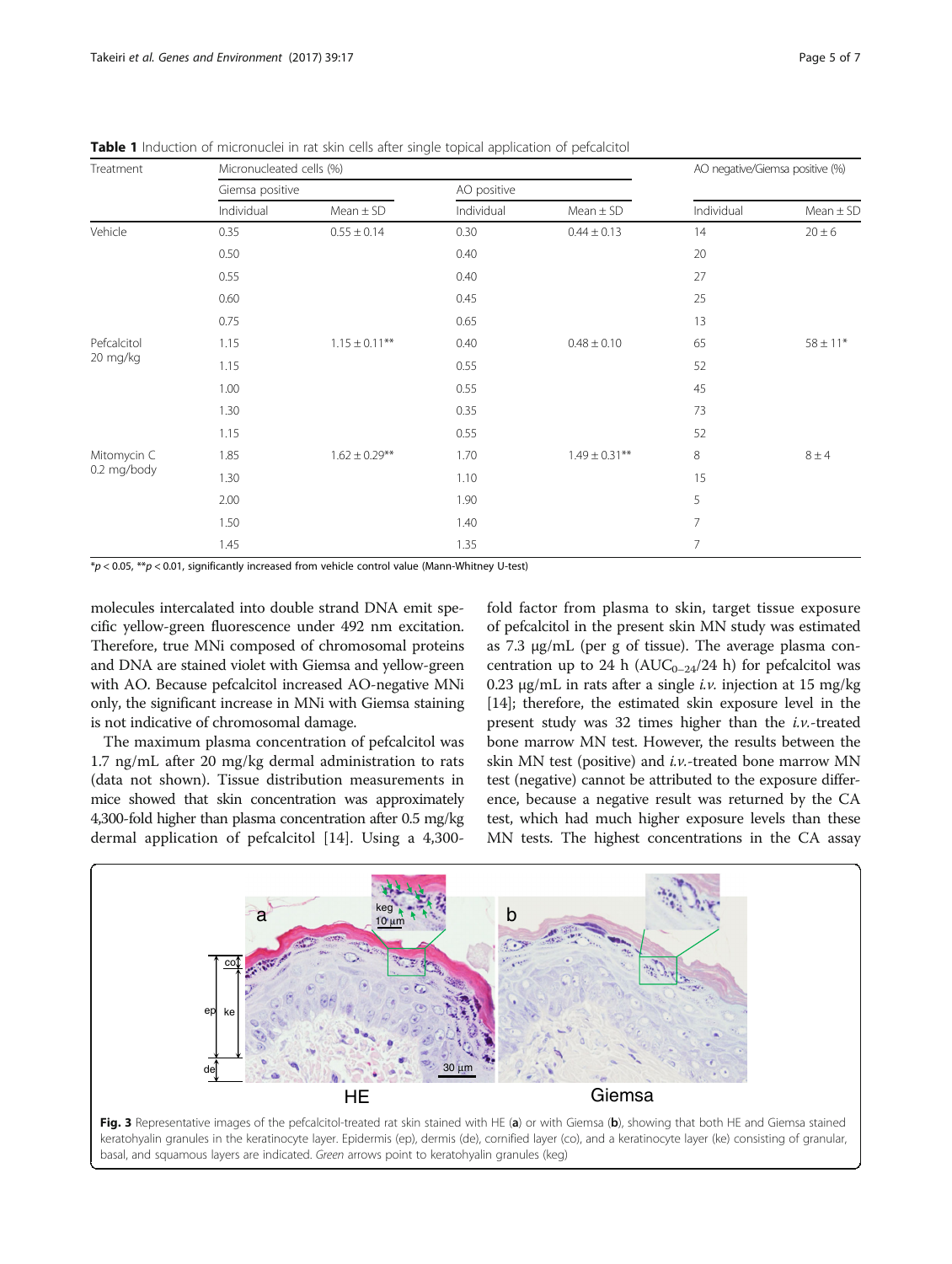**Table 1** Induction of micronuclei in rat skin cells after single topical application of pefcalcitol

| Treatment | Micronucleated cells (%) | | | | AO negative/Giemsa positive (%) | |
|---|---|---|---|---|---|---|
| | Giemsa positive | | AO positive | | | |
| | Individual | Mean ± SD | Individual | Mean ± SD | Individual | Mean ± SD |
| Vehicle | 0.35 | 0.55 ± 0.14 | 0.30 | 0.44 ± 0.13 | 14 | 20 ± 6 |
| | 0.50 | | 0.40 | | 20 | |
| | 0.55 | | 0.40 | | 27 | |
| | 0.60 | | 0.45 | | 25 | |
| | 0.75 | | 0.65 | | 13 | |
| Pefcalcitol 20 mg/kg | 1.15 | 1.15 ± 0.11** | 0.40 | 0.48 ± 0.10 | 65 | 58 ± 11* |
| | 1.15 | | 0.55 | | 52 | |
| | 1.00 | | 0.55 | | 45 | |
| | 1.30 | | 0.35 | | 73 | |
| | 1.15 | | 0.55 | | 52 | |
| Mitomycin C 0.2 mg/body | 1.85 | 1.62 ± 0.29** | 1.70 | 1.49 ± 0.31** | 8 | 8 ± 4 |
| | 1.30 | | 1.10 | | 15 | |
| | 2.00 | | 1.90 | | 5 | |
| | 1.50 | | 1.40 | | 7 | |
| | 1.45 | | 1.35 | | 7 | |

*$p < 0.05$, **$p < 0.01$, significantly increased from vehicle control value (Mann-Whitney U-test)

molecules intercalated into double strand DNA emit specific yellow-green fluorescence under 492 nm excitation. Therefore, true MNi composed of chromosomal proteins and DNA are stained violet with Giemsa and yellow-green with AO. Because pefcalcitol increased AO-negative MNi only, the significant increase in MNi with Giemsa staining is not indicative of chromosomal damage.

The maximum plasma concentration of pefcalcitol was 1.7 ng/mL after 20 mg/kg dermal administration to rats (data not shown). Tissue distribution measurements in mice showed that skin concentration was approximately 4,300-fold higher than plasma concentration after 0.5 mg/kg dermal application of pefcalcitol [14]. Using a 4,300-fold factor from plasma to skin, target tissue exposure of pefcalcitol in the present skin MN study was estimated as 7.3 μg/mL (per g of tissue). The average plasma concentration up to 24 h ($AUC_{0-24}$/24 h) for pefcalcitol was 0.23 μg/mL in rats after a single *i.v.* injection at 15 mg/kg [14]; therefore, the estimated skin exposure level in the present study was 32 times higher than the *i.v.*-treated bone marrow MN test. However, the results between the skin MN test (positive) and *i.v.*-treated bone marrow MN test (negative) cannot be attributed to the exposure difference, because a negative result was returned by the CA test, which had much higher exposure levels than these MN tests. The highest concentrations in the CA assay

**Fig. 3** Representative images of the pefcalcitol-treated rat skin stained with HE (**a**) or with Giemsa (**b**), showing that both HE and Giemsa stained keratohyalin granules in the keratinocyte layer. Epidermis (ep), dermis (de), cornified layer (co), and a keratinocyte layer (ke) consisting of granular, basal, and squamous layers are indicated. *Green* arrows point to keratohyalin granules (keg)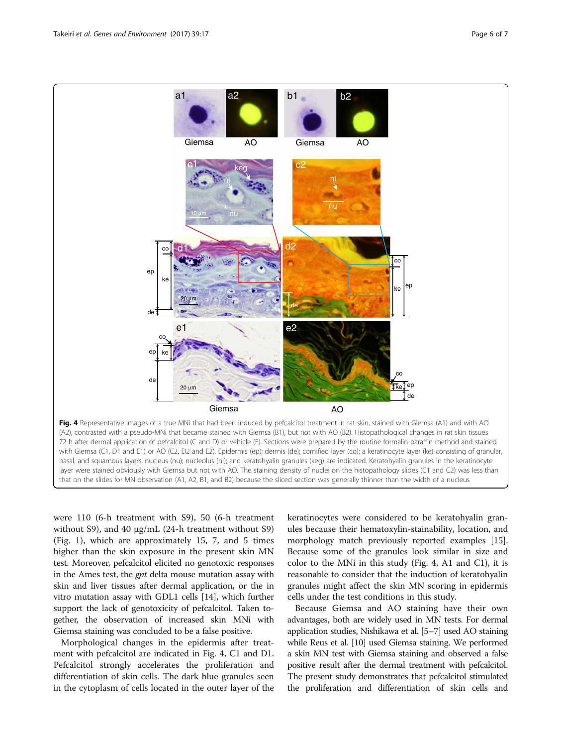**Fig. 4** Representative images of a true MNi that had been induced by pefcalcitol treatment in rat skin, stained with Giemsa (A1) and with AO (A2), contrasted with a pseudo-MNi that became stained with Giemsa (B1), but not with AO (B2). Histopathological changes in rat skin tissues 72 h after dermal application of pefcalcitol (C and D) or vehicle (E). Sections were prepared by the routine formalin-paraffin method and stained with Giemsa (C1, D1 and E1) or AO (C2, D2 and E2). Epidermis (ep); dermis (de); cornified layer (co); a keratinocyte layer (ke) consisting of granular, basal, and squamous layers; nucleus (nu); nucleolus (nl); and keratohyalin granules (keg) are indicated. Keratohyalin granules in the keratinocyte layer were stained obviously with Giemsa but not with AO. The staining density of nuclei on the histopathology slides (C1 and C2) was less than that on the slides for MN observation (A1, A2, B1, and B2) because the sliced section was generally thinner than the width of a nucleus

were 110 (6-h treatment with S9), 50 (6-h treatment without S9), and 40 μg/mL (24-h treatment without S9) (Fig. 1), which are approximately 15, 7, and 5 times higher than the skin exposure in the present skin MN test. Moreover, pefcalcitol elicited no genotoxic responses in the Ames test, the *gpt* delta mouse mutation assay with skin and liver tissues after dermal application, or the in vitro mutation assay with GDL1 cells [14], which further support the lack of genotoxicity of pefcalcitol. Taken together, the observation of increased skin MNi with Giemsa staining was concluded to be a false positive.

Morphological changes in the epidermis after treatment with pefcalcitol are indicated in Fig. 4, C1 and D1. Pefcalcitol strongly accelerates the proliferation and differentiation of skin cells. The dark blue granules seen in the cytoplasm of cells located in the outer layer of the keratinocytes were considered to be keratohyalin granules because their hematoxylin-stainability, location, and morphology match previously reported examples [15]. Because some of the granules look similar in size and color to the MNi in this study (Fig. 4, A1 and C1), it is reasonable to consider that the induction of keratohyalin granules might affect the skin MN scoring in epidermis cells under the test conditions in this study.

Because Giemsa and AO staining have their own advantages, both are widely used in MN tests. For dermal application studies, Nishikawa et al. [5–7] used AO staining while Reus et al. [10] used Giemsa staining. We performed a skin MN test with Giemsa staining and observed a false positive result after the dermal treatment with pefcalcitol. The present study demonstrates that pefcalcitol stimulated the proliferation and differentiation of skin cells and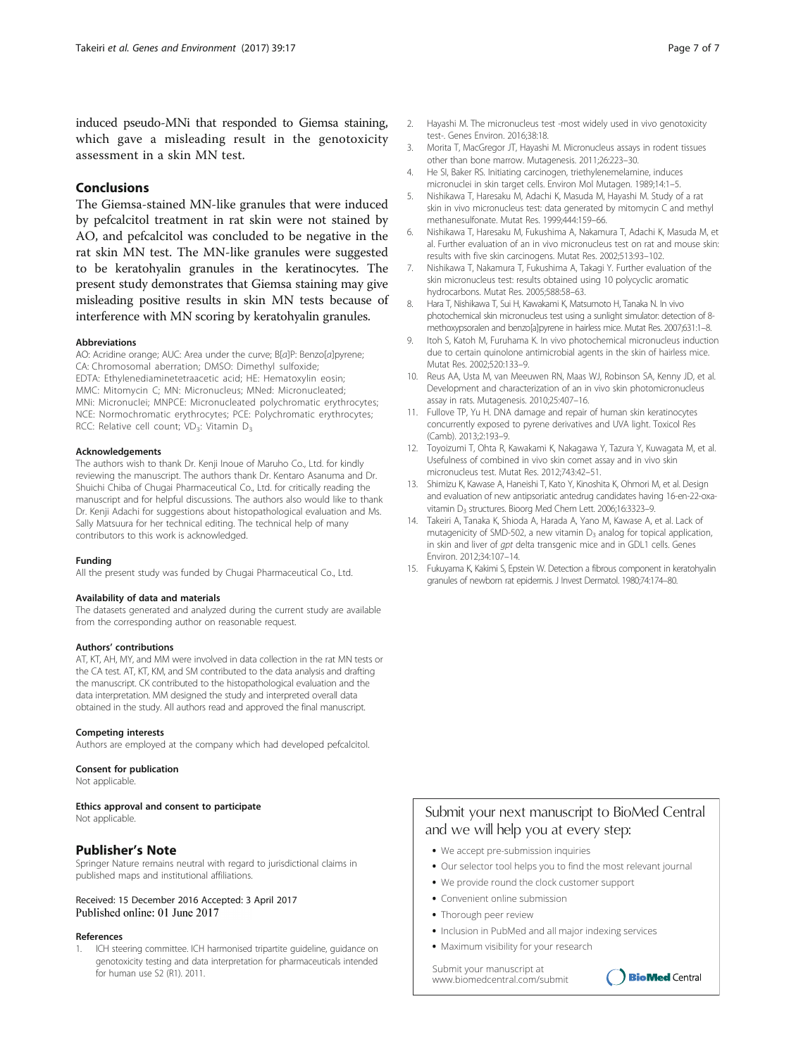induced pseudo-MNi that responded to Giemsa staining, which gave a misleading result in the genotoxicity assessment in a skin MN test.

## Conclusions

The Giemsa-stained MN-like granules that were induced by pefcalcitol treatment in rat skin were not stained by AO, and pefcalcitol was concluded to be negative in the rat skin MN test. The MN-like granules were suggested to be keratohyalin granules in the keratinocytes. The present study demonstrates that Giemsa staining may give misleading positive results in skin MN tests because of interference with MN scoring by keratohyalin granules.

### Abbreviations

AO: Acridine orange; AUC: Area under the curve; B[*a*]P: Benzo[*a*]pyrene; CA: Chromosomal aberration; DMSO: Dimethyl sulfoxide; EDTA: Ethylenediaminetetraacetic acid; HE: Hematoxylin eosin; MMC: Mitomycin C; MN: Micronucleus; MNed: Micronucleated; MNi: Micronuclei; MNPCE: Micronucleated polychromatic erythrocytes; NCE: Normochromatic erythrocytes; PCE: Polychromatic erythrocytes; RCC: Relative cell count; $VD_3$: Vitamin $D_3$

### Acknowledgements

The authors wish to thank Dr. Kenji Inoue of Maruho Co., Ltd. for kindly reviewing the manuscript. The authors thank Dr. Kentaro Asanuma and Dr. Shuichi Chiba of Chugai Pharmaceutical Co., Ltd. for critically reading the manuscript and for helpful discussions. The authors also would like to thank Dr. Kenji Adachi for suggestions about histopathological evaluation and Ms. Sally Matsuura for her technical editing. The technical help of many contributors to this work is acknowledged.

### Funding

All the present study was funded by Chugai Pharmaceutical Co., Ltd.

### Availability of data and materials

The datasets generated and analyzed during the current study are available from the corresponding author on reasonable request.

### Authors' contributions

AT, KT, AH, MY, and MM were involved in data collection in the rat MN tests or the CA test. AT, KT, KM, and SM contributed to the data analysis and drafting the manuscript. CK contributed to the histopathological evaluation and the data interpretation. MM designed the study and interpreted overall data obtained in the study. All authors read and approved the final manuscript.

### Competing interests

Authors are employed at the company which had developed pefcalcitol.

### Consent for publication

Not applicable.

### Ethics approval and consent to participate

Not applicable.

## Publisher's Note

Springer Nature remains neutral with regard to jurisdictional claims in published maps and institutional affiliations.

Received: 15 December 2016 Accepted: 3 April 2017
Published online: 01 June 2017

### References

1. ICH steering committee. ICH harmonised tripartite guideline, guidance on genotoxicity testing and data interpretation for pharmaceuticals intended for human use S2 (R1). 2011.
2. Hayashi M. The micronucleus test -most widely used in vivo genotoxicity test-. Genes Environ. 2016;38:18.
3. Morita T, MacGregor JT, Hayashi M. Micronucleus assays in rodent tissues other than bone marrow. Mutagenesis. 2011;26:223–30.
4. He SI, Baker RS. Initiating carcinogen, triethylenemelamine, induces micronuclei in skin target cells. Environ Mol Mutagen. 1989;14:1–5.
5. Nishikawa T, Haresaku M, Adachi K, Masuda M, Hayashi M. Study of a rat skin in vivo micronucleus test: data generated by mitomycin C and methyl methanesulfonate. Mutat Res. 1999;444:159–66.
6. Nishikawa T, Haresaku M, Fukushima A, Nakamura T, Adachi K, Masuda M, et al. Further evaluation of an in vivo micronucleus test on rat and mouse skin: results with five skin carcinogens. Mutat Res. 2002;513:93–102.
7. Nishikawa T, Nakamura T, Fukushima A, Takagi Y. Further evaluation of the skin micronucleus test: results obtained using 10 polycyclic aromatic hydrocarbons. Mutat Res. 2005;588:58–63.
8. Hara T, Nishikawa T, Sui H, Kawakami K, Matsumoto H, Tanaka N. In vivo photochemical skin micronucleus test using a sunlight simulator: detection of 8-methoxypsoralen and benzo[a]pyrene in hairless mice. Mutat Res. 2007;631:1–8.
9. Itoh S, Katoh M, Furuhama K. In vivo photochemical micronucleus induction due to certain quinolone antimicrobial agents in the skin of hairless mice. Mutat Res. 2002;520:133–9.
10. Reus AA, Usta M, van Meeuwen RN, Maas WJ, Robinson SA, Kenny JD, et al. Development and characterization of an in vivo skin photomicronucleus assay in rats. Mutagenesis. 2010;25:407–16.
11. Fullove TP, Yu H. DNA damage and repair of human skin keratinocytes concurrently exposed to pyrene derivatives and UVA light. Toxicol Res (Camb). 2013;2:193–9.
12. Toyoizumi T, Ohta R, Kawakami K, Nakagawa Y, Tazura Y, Kuwagata M, et al. Usefulness of combined in vivo skin comet assay and in vivo skin micronucleus test. Mutat Res. 2012;743:42–51.
13. Shimizu K, Kawase A, Haneishi T, Kato Y, Kinoshita K, Ohmori M, et al. Design and evaluation of new antipsoriatic antedrug candidates having 16-en-22-oxa-vitamin $D_3$ structures. Bioorg Med Chem Lett. 2006;16:3323–9.
14. Takeiri A, Tanaka K, Shioda A, Harada A, Yano M, Kawase A, et al. Lack of mutagenicity of SMD-502, a new vitamin $D_3$ analog for topical application, in skin and liver of *gpt* delta transgenic mice and in GDL1 cells. Genes Environ. 2012;34:107–14.
15. Fukuyama K, Kakimi S, Epstein W. Detection a fibrous component in keratohyalin granules of newborn rat epidermis. J Invest Dermatol. 1980;74:174–80.

Submit your next manuscript to BioMed Central and we will help you at every step:

- We accept pre-submission inquiries
- Our selector tool helps you to find the most relevant journal
- We provide round the clock customer support
- Convenient online submission
- Thorough peer review
- Inclusion in PubMed and all major indexing services
- Maximum visibility for your research

Submit your manuscript at
www.biomedcentral.com/submit

BioMed Central